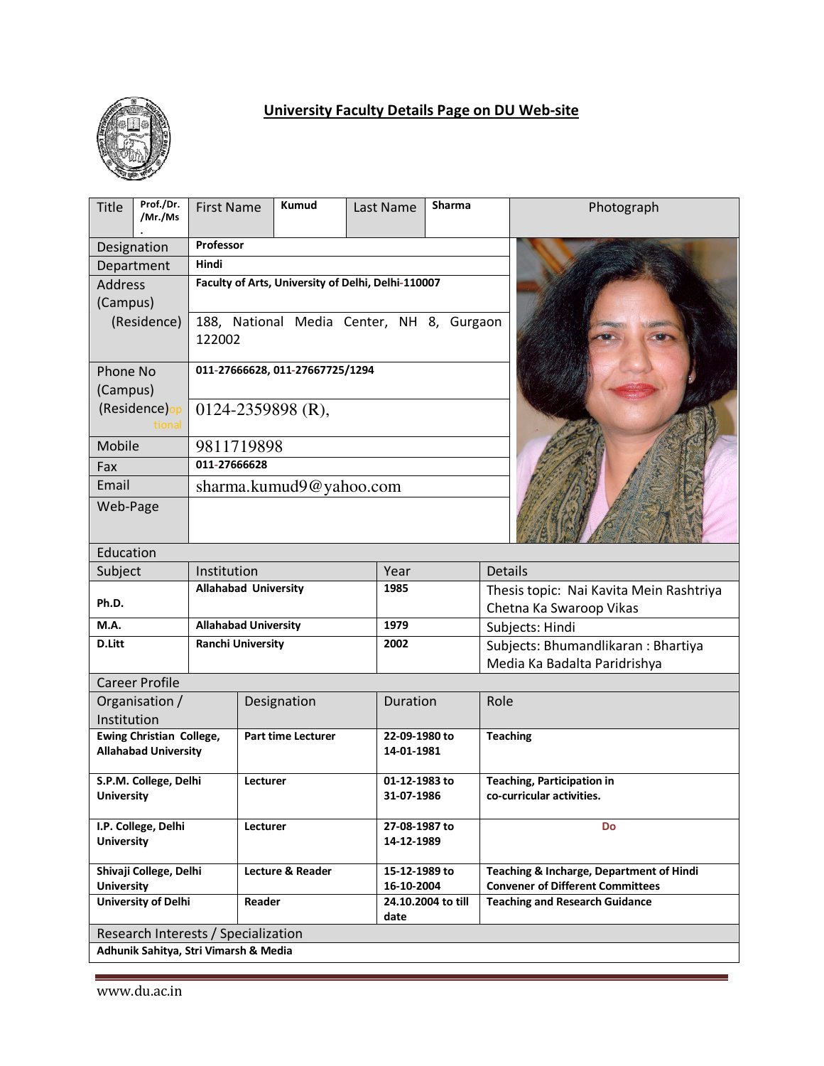# University Faculty Details Page on DU Web-site

| Title | Prof./Dr./Mr./Ms. | First Name | Kumud | Last Name | Sharma | Photograph |
|---|---|---|---|---|---|---|
| Designation | Professor | | | | | |
| Department | Hindi | | | | | |
| Address (Campus) | Faculty of Arts, University of Delhi, Delhi-110007 | | | | | |
| (Residence) | 188, National Media Center, NH 8, Gurgaon 122002 | | | | | |
| Phone No (Campus) | 011-27666628, 011-27667725/1294 | | | | | |
| (Residence) optional | 0124-2359898 (R), | | | | | |
| Mobile | 9811719898 | | | | | |
| Fax | 011-27666628 | | | | | |
| Email | sharma.kumud9@yahoo.com | | | | | |
| Web-Page | | | | | | |

## Education

| Subject | Institution | Year | Details |
|---|---|---|---|
| Ph.D. | Allahabad University | 1985 | Thesis topic: Nai Kavita Mein Rashtriya Chetna Ka Swaroop Vikas |
| M.A. | Allahabad University | 1979 | Subjects: Hindi |
| D.Litt | Ranchi University | 2002 | Subjects: Bhumandlikaran : Bhartiya Media Ka Badalta Paridrishya |

## Career Profile

| Organisation / Institution | Designation | Duration | Role |
|---|---|---|---|
| Ewing Christian College, Allahabad University | Part time Lecturer | 22-09-1980 to 14-01-1981 | Teaching |
| S.P.M. College, Delhi University | Lecturer | 01-12-1983 to 31-07-1986 | Teaching, Participation in co-curricular activities. |
| I.P. College, Delhi University | Lecturer | 27-08-1987 to 14-12-1989 | Do |
| Shivaji College, Delhi University | Lecture & Reader | 15-12-1989 to 16-10-2004 | Teaching & Incharge, Department of Hindi Convener of Different Committees |
| University of Delhi | Reader | 24.10.2004 to till date | Teaching and Research Guidance |

## Research Interests / Specialization

Adhunik Sahitya, Stri Vimarsh & Media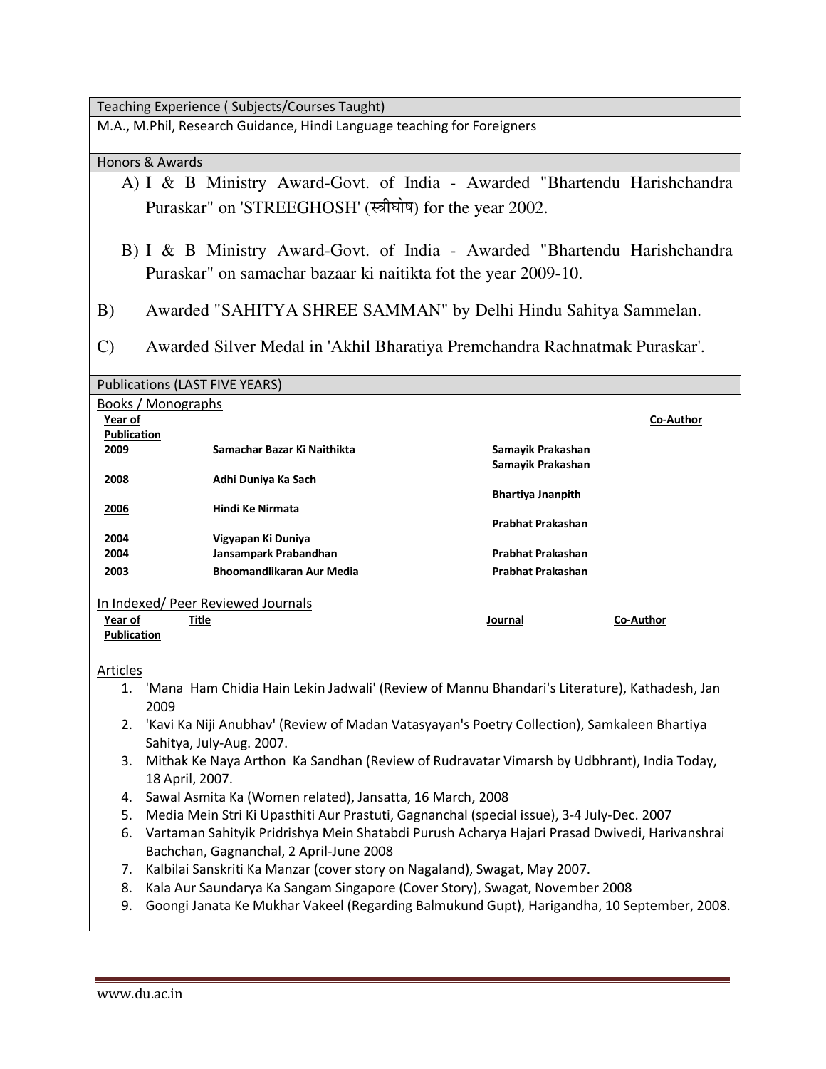| Teaching Experience ( Subjects/Courses Taught) |
| --- |
| M.A., M.Phil, Research Guidance, Hindi Language teaching for Foreigners |

## Honors & Awards

A) I & B Ministry Award-Govt. of India - Awarded "Bhartendu Harishchandra Puraskar" on 'STREEGHOSH' (स्त्रीघोष) for the year 2002.

B) I & B Ministry Award-Govt. of India - Awarded "Bhartendu Harishchandra Puraskar" on samachar bazaar ki naitikta fot the year 2009-10.

B) Awarded "SAHITYA SHREE SAMMAN" by Delhi Hindu Sahitya Sammelan.

C) Awarded Silver Medal in 'Akhil Bharatiya Premchandra Rachnatmak Puraskar'.

## Publications (LAST FIVE YEARS)

### Books / Monographs

| Year of Publication | | | Co-Author |
| --- | --- | --- | --- |
| 2009 | Samachar Bazar Ki Naithikta | Samayik Prakashan | |
| 2008 | Adhi Duniya Ka Sach | Samayik Prakashan | |
| 2006 | Hindi Ke Nirmata | Bhartiya Jnanpith | |
| 2004 | Vigyapan Ki Duniya | Prabhat Prakashan | |
| 2004 | Jansampark Prabandhan | Prabhat Prakashan | |
| 2003 | Bhoomandlikaran Aur Media | Prabhat Prakashan | |

### In Indexed/ Peer Reviewed Journals

| Year of Publication | Title | Journal | Co-Author |
| --- | --- | --- | --- |

### Articles

1. 'Mana Ham Chidia Hain Lekin Jadwali' (Review of Mannu Bhandari's Literature), Kathadesh, Jan 2009
2. 'Kavi Ka Niji Anubhav' (Review of Madan Vatasyayan's Poetry Collection), Samkaleen Bhartiya Sahitya, July-Aug. 2007.
3. Mithak Ke Naya Arthon Ka Sandhan (Review of Rudravatar Vimarsh by Udbhrant), India Today, 18 April, 2007.
4. Sawal Asmita Ka (Women related), Jansatta, 16 March, 2008
5. Media Mein Stri Ki Upasthiti Aur Prastuti, Gagnanchal (special issue), 3-4 July-Dec. 2007
6. Vartaman Sahityik Pridrishya Mein Shatabdi Purush Acharya Hajari Prasad Dwivedi, Harivanshrai Bachchan, Gagnanchal, 2 April-June 2008
7. Kalbilai Sanskriti Ka Manzar (cover story on Nagaland), Swagat, May 2007.
8. Kala Aur Saundarya Ka Sangam Singapore (Cover Story), Swagat, November 2008
9. Goongi Janata Ke Mukhar Vakeel (Regarding Balmukund Gupt), Harigandha, 10 September, 2008.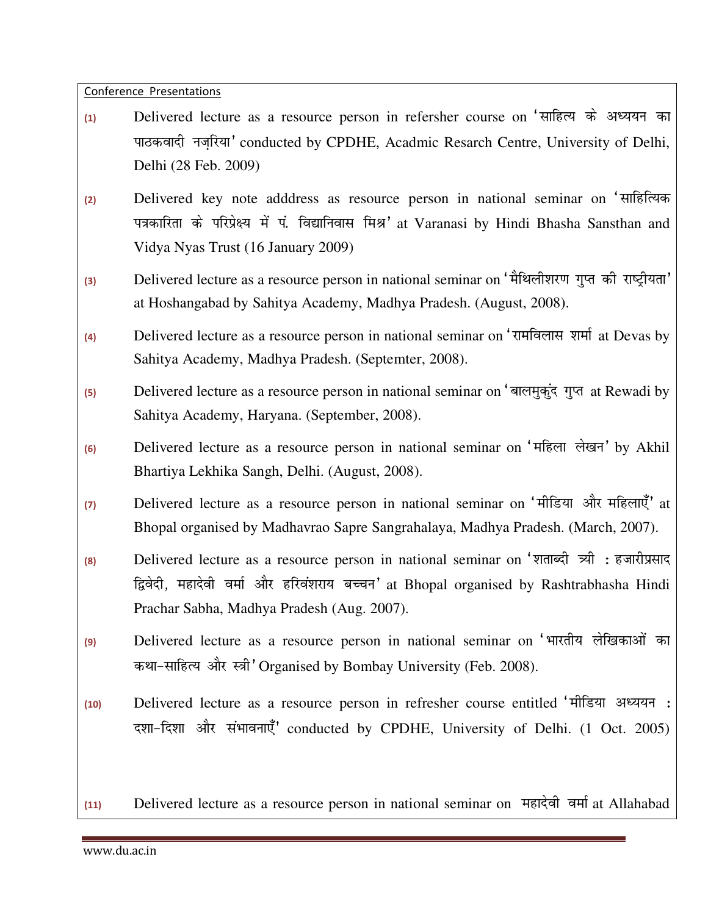Conference Presentations

(1) Delivered lecture as a resource person in refersher course on 'साहित्य के अध्ययन का पाठकवादी नज़रिया' conducted by CPDHE, Acadmic Resarch Centre, University of Delhi, Delhi (28 Feb. 2009)

(2) Delivered key note adddress as resource person in national seminar on 'साहित्यिक पत्रकारिता के परिप्रेक्ष्य में पं. विद्यानिवास मिश्र' at Varanasi by Hindi Bhasha Sansthan and Vidya Nyas Trust (16 January 2009)

(3) Delivered lecture as a resource person in national seminar on 'मैथिलीशरण गुप्त की राष्ट्रीयता' at Hoshangabad by Sahitya Academy, Madhya Pradesh. (August, 2008).

(4) Delivered lecture as a resource person in national seminar on 'रामविलास शर्मा at Devas by Sahitya Academy, Madhya Pradesh. (Septemter, 2008).

(5) Delivered lecture as a resource person in national seminar on 'बालमुकुंद गुप्त at Rewadi by Sahitya Academy, Haryana. (September, 2008).

(6) Delivered lecture as a resource person in national seminar on 'महिला लेखन' by Akhil Bhartiya Lekhika Sangh, Delhi. (August, 2008).

(7) Delivered lecture as a resource person in national seminar on 'मीडिया और महिलाएँ' at Bhopal organised by Madhavrao Sapre Sangrahalaya, Madhya Pradesh. (March, 2007).

(8) Delivered lecture as a resource person in national seminar on 'शताब्दी त्री : हजारीप्रसाद द्विवेदी, महादेवी वर्मा और हरिवंशराय बच्चन' at Bhopal organised by Rashtrabhasha Hindi Prachar Sabha, Madhya Pradesh (Aug. 2007).

(9) Delivered lecture as a resource person in national seminar on 'भारतीय लेखिकाओं का कथा-साहित्य और स्त्री' Organised by Bombay University (Feb. 2008).

(10) Delivered lecture as a resource person in refresher course entitled 'मीडिया अध्ययन : दशा-दिशा और संभावनाएँ' conducted by CPDHE, University of Delhi. (1 Oct. 2005)

(11) Delivered lecture as a resource person in national seminar on महादेवी वर्मा at Allahabad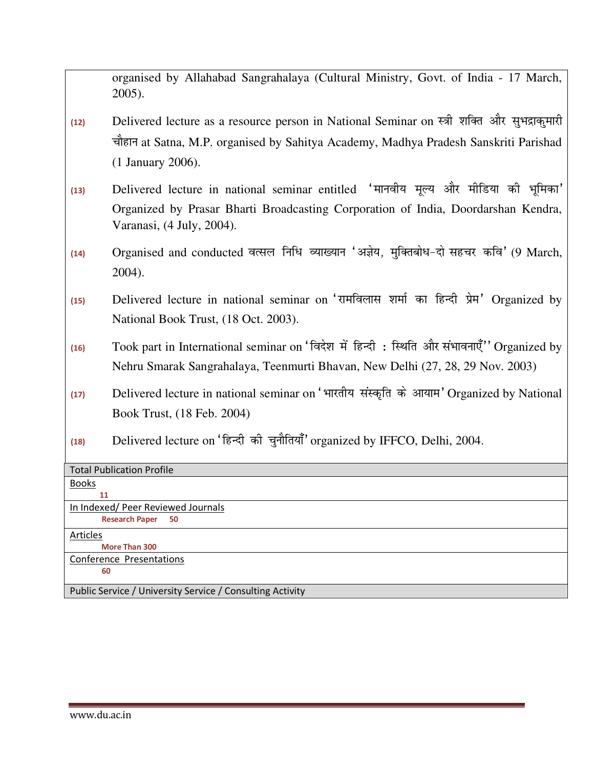organised by Allahabad Sangrahalaya (Cultural Ministry, Govt. of India - 17 March, 2005).

**(12)** Delivered lecture as a resource person in National Seminar on स्त्री शक्ति और सुभद्राकुमारी चौहान at Satna, M.P. organised by Sahitya Academy, Madhya Pradesh Sanskriti Parishad (1 January 2006).

**(13)** Delivered lecture in national seminar entitled 'मानवीय मूल्य और मीडिया की भूमिका' Organized by Prasar Bharti Broadcasting Corporation of India, Doordarshan Kendra, Varanasi, (4 July, 2004).

**(14)** Organised and conducted वत्सल निधि व्याख्यान 'अज्ञेय, मुक्तिबोध-दो सहचर कवि' (9 March, 2004).

**(15)** Delivered lecture in national seminar on 'रामविलास शर्मा का हिन्दी प्रेम' Organized by National Book Trust, (18 Oct. 2003).

**(16)** Took part in International seminar on 'विदेश में हिन्दी : स्थिति और संभावनाएँ'' Organized by Nehru Smarak Sangrahalaya, Teenmurti Bhavan, New Delhi (27, 28, 29 Nov. 2003)

**(17)** Delivered lecture in national seminar on 'भारतीय संस्कृति के आयाम' Organized by National Book Trust, (18 Feb. 2004)

**(18)** Delivered lecture on 'हिन्दी की चुनौतियाँ' organized by IFFCO, Delhi, 2004.

| Total Publication Profile |
|---|
| Books<br>11 |
| In Indexed/ Peer Reviewed Journals<br>**Research Paper 50** |
| Articles<br>**More Than 300** |
| Conference Presentations<br>**60** |
| Public Service / University Service / Consulting Activity |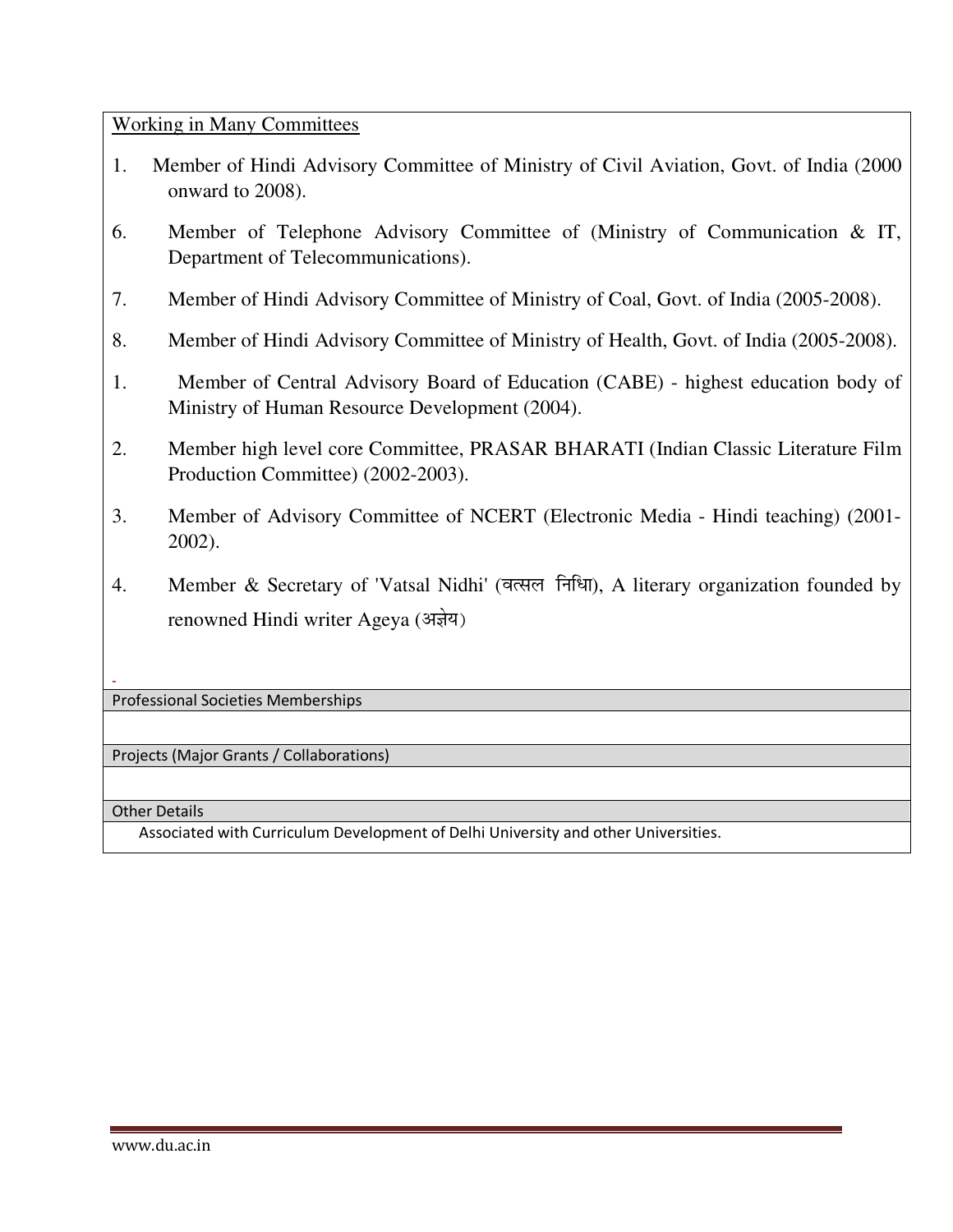Working in Many Committees

1. Member of Hindi Advisory Committee of Ministry of Civil Aviation, Govt. of India (2000 onward to 2008).

6. Member of Telephone Advisory Committee of (Ministry of Communication & IT, Department of Telecommunications).

7. Member of Hindi Advisory Committee of Ministry of Coal, Govt. of India (2005-2008).

8. Member of Hindi Advisory Committee of Ministry of Health, Govt. of India (2005-2008).

1. Member of Central Advisory Board of Education (CABE) - highest education body of Ministry of Human Resource Development (2004).

2. Member high level core Committee, PRASAR BHARATI (Indian Classic Literature Film Production Committee) (2002-2003).

3. Member of Advisory Committee of NCERT (Electronic Media - Hindi teaching) (2001-2002).

4. Member & Secretary of 'Vatsal Nidhi' (वत्सल निधि), A literary organization founded by renowned Hindi writer Ageya (अज्ञेय)

-

**Professional Societies Memberships**

**Projects (Major Grants / Collaborations)**

**Other Details**

Associated with Curriculum Development of Delhi University and other Universities.